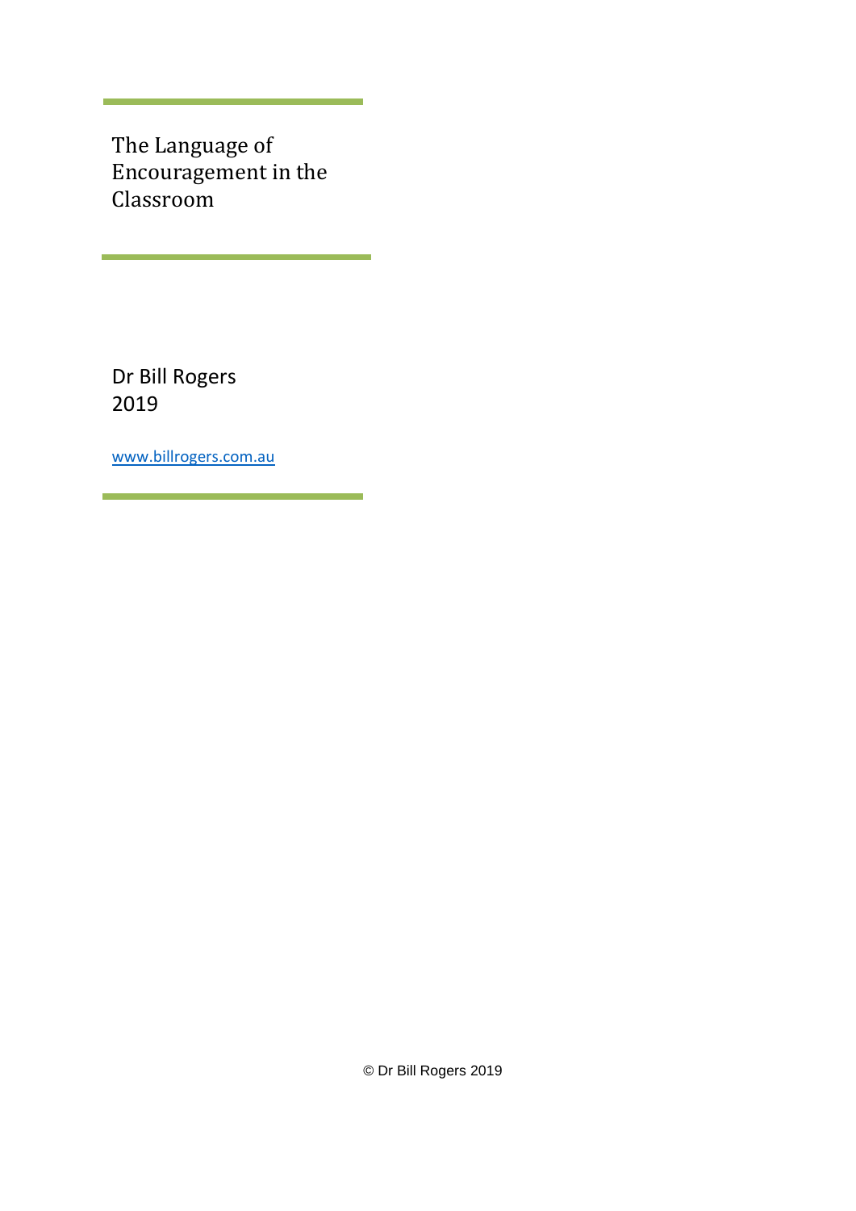# The Language of Encouragement in the Classroom

Dr Bill Rogers
2019

www.billrogers.com.au

© Dr Bill Rogers 2019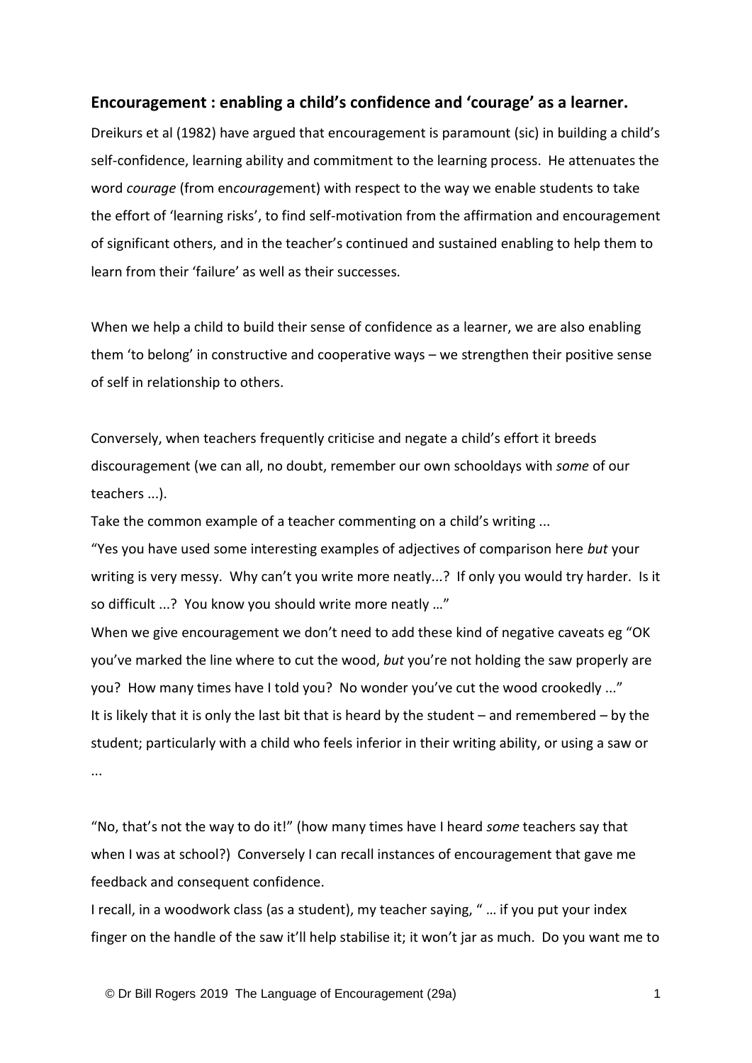## Encouragement : enabling a child's confidence and 'courage' as a learner.

Dreikurs et al (1982) have argued that encouragement is paramount (sic) in building a child's self-confidence, learning ability and commitment to the learning process. He attenuates the word *courage* (from en*courage*ment) with respect to the way we enable students to take the effort of 'learning risks', to find self-motivation from the affirmation and encouragement of significant others, and in the teacher's continued and sustained enabling to help them to learn from their 'failure' as well as their successes.

When we help a child to build their sense of confidence as a learner, we are also enabling them 'to belong' in constructive and cooperative ways – we strengthen their positive sense of self in relationship to others.

Conversely, when teachers frequently criticise and negate a child's effort it breeds discouragement (we can all, no doubt, remember our own schooldays with *some* of our teachers ...).

Take the common example of a teacher commenting on a child's writing ...

"Yes you have used some interesting examples of adjectives of comparison here *but* your writing is very messy. Why can't you write more neatly...? If only you would try harder. Is it so difficult ...? You know you should write more neatly …"

When we give encouragement we don't need to add these kind of negative caveats eg "OK you've marked the line where to cut the wood, *but* you're not holding the saw properly are you? How many times have I told you? No wonder you've cut the wood crookedly ..."

It is likely that it is only the last bit that is heard by the student – and remembered – by the student; particularly with a child who feels inferior in their writing ability, or using a saw or ...

"No, that's not the way to do it!" (how many times have I heard *some* teachers say that when I was at school?) Conversely I can recall instances of encouragement that gave me feedback and consequent confidence.

I recall, in a woodwork class (as a student), my teacher saying, " … if you put your index finger on the handle of the saw it'll help stabilise it; it won't jar as much. Do you want me to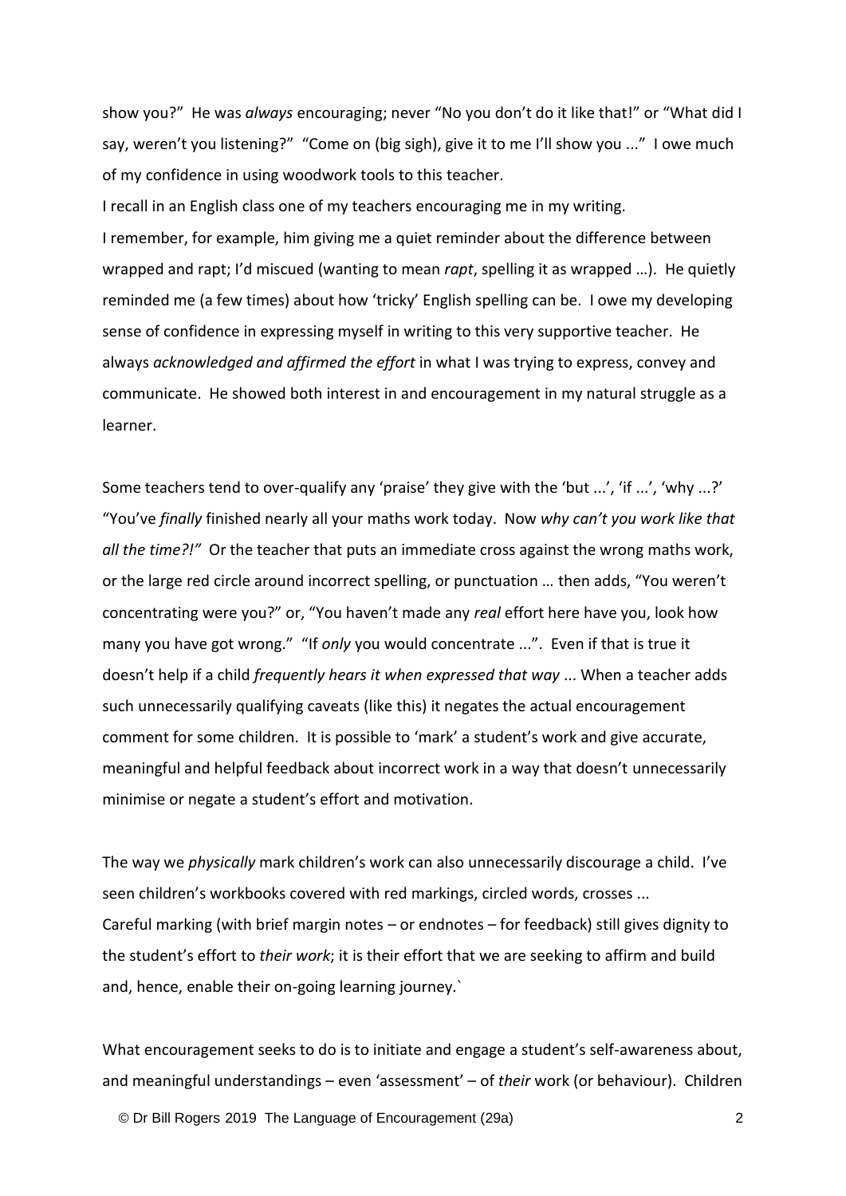show you?" He was *always* encouraging; never "No you don't do it like that!" or "What did I say, weren't you listening?" "Come on (big sigh), give it to me I'll show you ..." I owe much of my confidence in using woodwork tools to this teacher.

I recall in an English class one of my teachers encouraging me in my writing.

I remember, for example, him giving me a quiet reminder about the difference between wrapped and rapt; I'd miscued (wanting to mean *rapt*, spelling it as wrapped …). He quietly reminded me (a few times) about how 'tricky' English spelling can be. I owe my developing sense of confidence in expressing myself in writing to this very supportive teacher. He always *acknowledged and affirmed the effort* in what I was trying to express, convey and communicate. He showed both interest in and encouragement in my natural struggle as a learner.

Some teachers tend to over-qualify any 'praise' they give with the 'but ...', 'if ...', 'why ...?' "You've *finally* finished nearly all your maths work today. Now *why can't you work like that all the time?!"* Or the teacher that puts an immediate cross against the wrong maths work, or the large red circle around incorrect spelling, or punctuation … then adds, "You weren't concentrating were you?" or, "You haven't made any *real* effort here have you, look how many you have got wrong." "If *only* you would concentrate ...". Even if that is true it doesn't help if a child *frequently hears it when expressed that way* ... When a teacher adds such unnecessarily qualifying caveats (like this) it negates the actual encouragement comment for some children. It is possible to 'mark' a student's work and give accurate, meaningful and helpful feedback about incorrect work in a way that doesn't unnecessarily minimise or negate a student's effort and motivation.

The way we *physically* mark children's work can also unnecessarily discourage a child. I've seen children's workbooks covered with red markings, circled words, crosses ...

Careful marking (with brief margin notes – or endnotes – for feedback) still gives dignity to the student's effort to *their work*; it is their effort that we are seeking to affirm and build and, hence, enable their on-going learning journey.`

What encouragement seeks to do is to initiate and engage a student's self-awareness about, and meaningful understandings – even 'assessment' – of *their* work (or behaviour). Children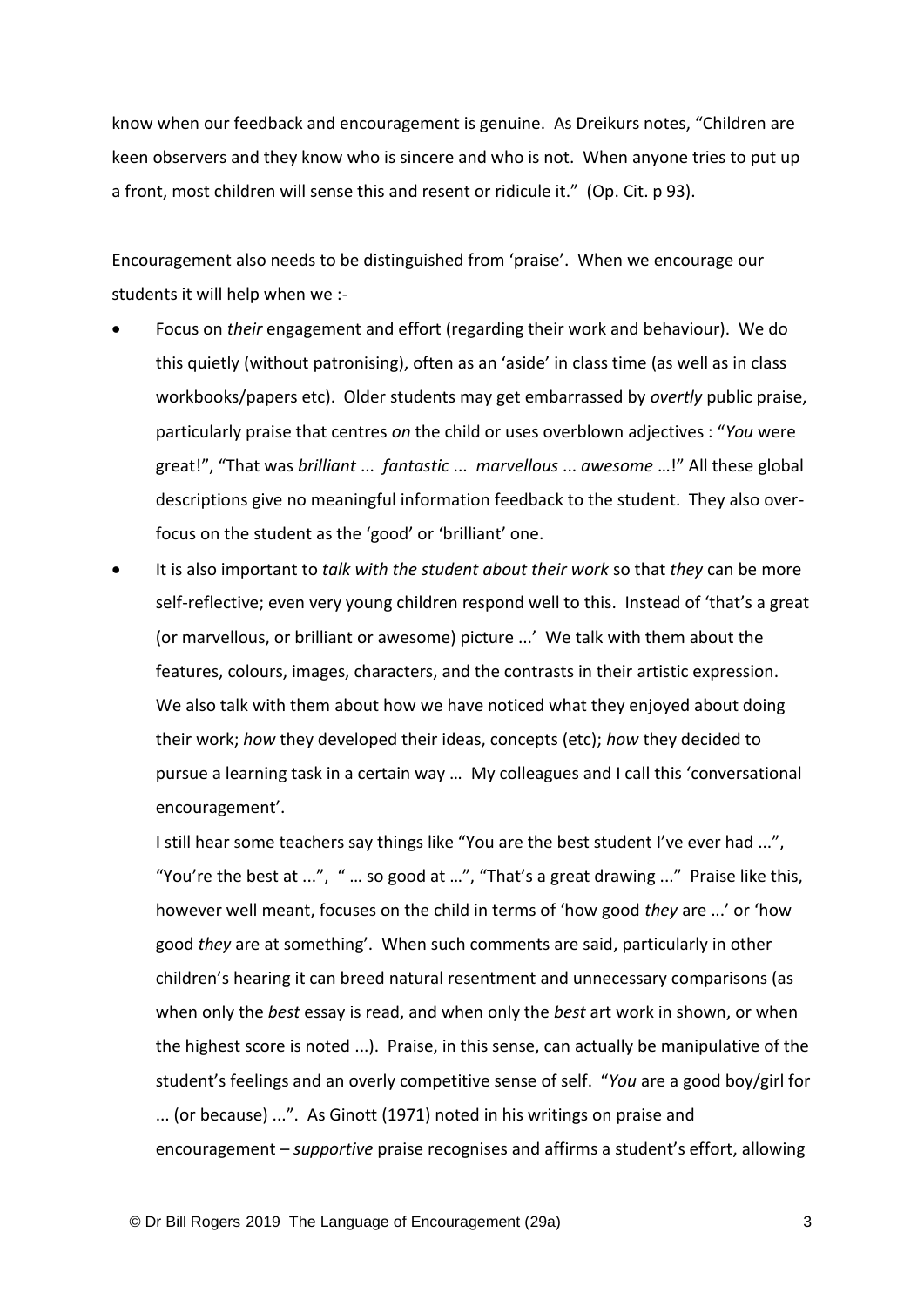know when our feedback and encouragement is genuine. As Dreikurs notes, "Children are keen observers and they know who is sincere and who is not. When anyone tries to put up a front, most children will sense this and resent or ridicule it." (Op. Cit. p 93).

Encouragement also needs to be distinguished from 'praise'. When we encourage our students it will help when we :-

- Focus on *their* engagement and effort (regarding their work and behaviour). We do this quietly (without patronising), often as an 'aside' in class time (as well as in class workbooks/papers etc). Older students may get embarrassed by *overtly* public praise, particularly praise that centres *on* the child or uses overblown adjectives : "*You* were great!", "That was *brilliant* ... *fantastic* ... *marvellous* ... *awesome* …!" All these global descriptions give no meaningful information feedback to the student. They also over-focus on the student as the 'good' or 'brilliant' one.
- It is also important to *talk with the student about their work* so that *they* can be more self-reflective; even very young children respond well to this. Instead of 'that's a great (or marvellous, or brilliant or awesome) picture ...' We talk with them about the features, colours, images, characters, and the contrasts in their artistic expression. We also talk with them about how we have noticed what they enjoyed about doing their work; *how* they developed their ideas, concepts (etc); *how* they decided to pursue a learning task in a certain way … My colleagues and I call this 'conversational encouragement'.

  I still hear some teachers say things like "You are the best student I've ever had ...", "You're the best at ...", " … so good at …", "That's a great drawing ..." Praise like this, however well meant, focuses on the child in terms of 'how good *they* are ...' or 'how good *they* are at something'. When such comments are said, particularly in other children's hearing it can breed natural resentment and unnecessary comparisons (as when only the *best* essay is read, and when only the *best* art work in shown, or when the highest score is noted ...). Praise, in this sense, can actually be manipulative of the student's feelings and an overly competitive sense of self. "*You* are a good boy/girl for ... (or because) ...". As Ginott (1971) noted in his writings on praise and encouragement – *supportive* praise recognises and affirms a student's effort, allowing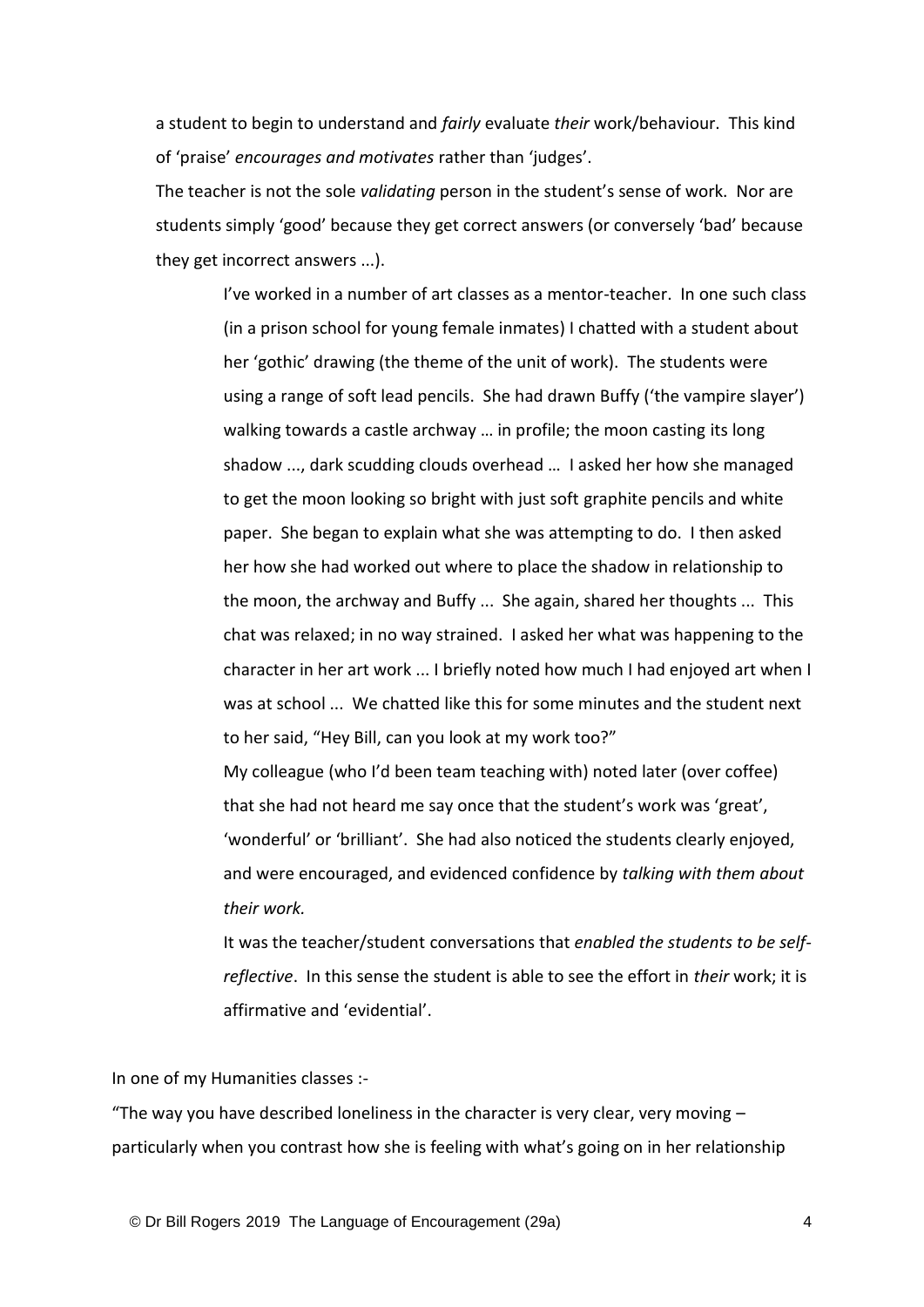a student to begin to understand and *fairly* evaluate *their* work/behaviour. This kind of 'praise' *encourages and motivates* rather than 'judges'.

The teacher is not the sole *validating* person in the student's sense of work. Nor are students simply 'good' because they get correct answers (or conversely 'bad' because they get incorrect answers ...).

> I've worked in a number of art classes as a mentor-teacher. In one such class (in a prison school for young female inmates) I chatted with a student about her 'gothic' drawing (the theme of the unit of work). The students were using a range of soft lead pencils. She had drawn Buffy ('the vampire slayer') walking towards a castle archway … in profile; the moon casting its long shadow ..., dark scudding clouds overhead … I asked her how she managed to get the moon looking so bright with just soft graphite pencils and white paper. She began to explain what she was attempting to do. I then asked her how she had worked out where to place the shadow in relationship to the moon, the archway and Buffy ... She again, shared her thoughts ... This chat was relaxed; in no way strained. I asked her what was happening to the character in her art work ... I briefly noted how much I had enjoyed art when I was at school ... We chatted like this for some minutes and the student next to her said, "Hey Bill, can you look at my work too?"
>
> My colleague (who I'd been team teaching with) noted later (over coffee) that she had not heard me say once that the student's work was 'great', 'wonderful' or 'brilliant'. She had also noticed the students clearly enjoyed, and were encouraged, and evidenced confidence by *talking with them about their work.*
>
> It was the teacher/student conversations that *enabled the students to be self-reflective*. In this sense the student is able to see the effort in *their* work; it is affirmative and 'evidential'.

In one of my Humanities classes :-

"The way you have described loneliness in the character is very clear, very moving – particularly when you contrast how she is feeling with what's going on in her relationship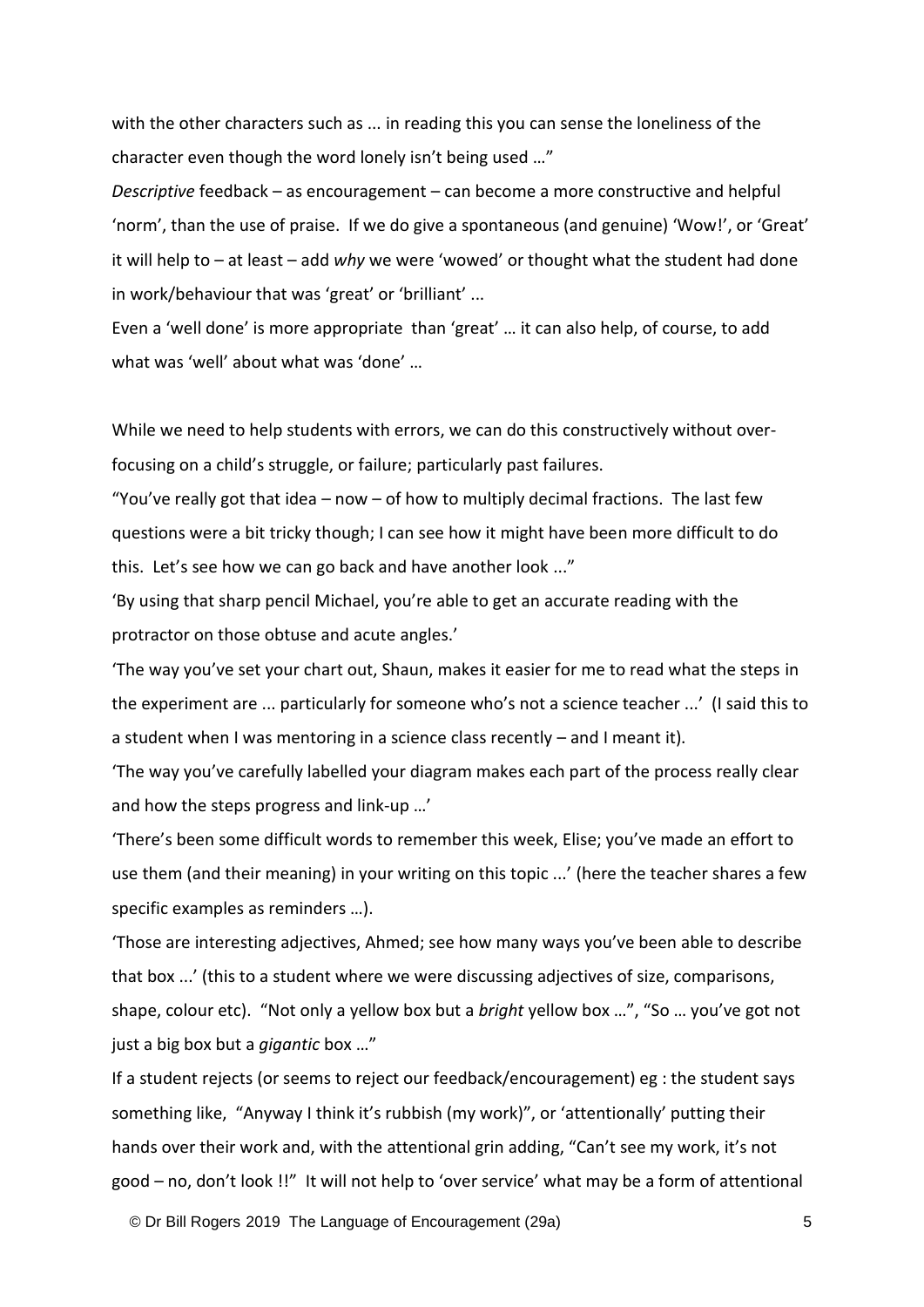with the other characters such as ... in reading this you can sense the loneliness of the character even though the word lonely isn't being used …"

*Descriptive* feedback – as encouragement – can become a more constructive and helpful 'norm', than the use of praise. If we do give a spontaneous (and genuine) 'Wow!', or 'Great' it will help to – at least – add *why* we were 'wowed' or thought what the student had done in work/behaviour that was 'great' or 'brilliant' ...

Even a 'well done' is more appropriate than 'great' … it can also help, of course, to add what was 'well' about what was 'done' …

While we need to help students with errors, we can do this constructively without over-focusing on a child's struggle, or failure; particularly past failures.

"You've really got that idea – now – of how to multiply decimal fractions. The last few questions were a bit tricky though; I can see how it might have been more difficult to do this. Let's see how we can go back and have another look ..."

'By using that sharp pencil Michael, you're able to get an accurate reading with the protractor on those obtuse and acute angles.'

'The way you've set your chart out, Shaun, makes it easier for me to read what the steps in the experiment are ... particularly for someone who's not a science teacher ...' (I said this to a student when I was mentoring in a science class recently – and I meant it).

'The way you've carefully labelled your diagram makes each part of the process really clear and how the steps progress and link-up …'

'There's been some difficult words to remember this week, Elise; you've made an effort to use them (and their meaning) in your writing on this topic ...' (here the teacher shares a few specific examples as reminders …).

'Those are interesting adjectives, Ahmed; see how many ways you've been able to describe that box ...' (this to a student where we were discussing adjectives of size, comparisons, shape, colour etc). "Not only a yellow box but a *bright* yellow box …", "So … you've got not just a big box but a *gigantic* box …"

If a student rejects (or seems to reject our feedback/encouragement) eg : the student says something like, "Anyway I think it's rubbish (my work)", or 'attentionally' putting their hands over their work and, with the attentional grin adding, "Can't see my work, it's not good – no, don't look !!" It will not help to 'over service' what may be a form of attentional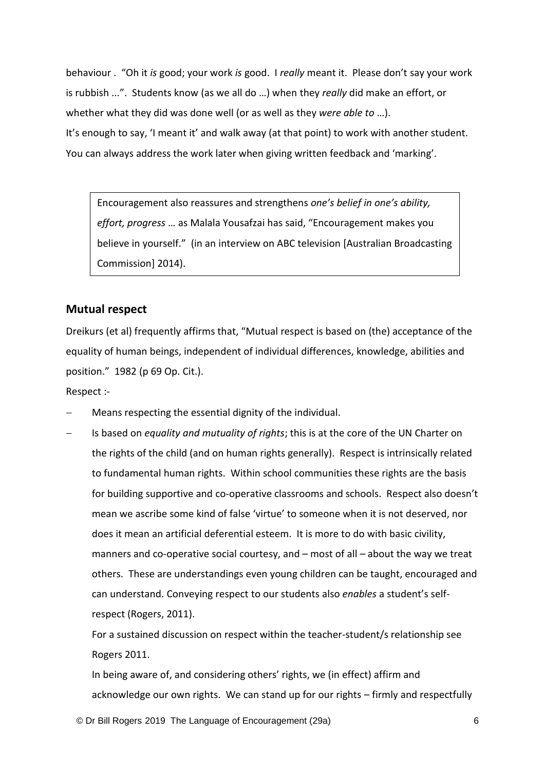behaviour . "Oh it *is* good; your work *is* good. I *really* meant it. Please don't say your work is rubbish ...". Students know (as we all do …) when they *really* did make an effort, or whether what they did was done well (or as well as they *were able to* …).
It's enough to say, 'I meant it' and walk away (at that point) to work with another student. You can always address the work later when giving written feedback and 'marking'.

> Encouragement also reassures and strengthens *one's belief in one's ability, effort, progress* … as Malala Yousafzai has said, "Encouragement makes you believe in yourself." (in an interview on ABC television [Australian Broadcasting Commission] 2014).

## Mutual respect

Dreikurs (et al) frequently affirms that, "Mutual respect is based on (the) acceptance of the equality of human beings, independent of individual differences, knowledge, abilities and position." 1982 (p 69 Op. Cit.).

Respect :-

- Means respecting the essential dignity of the individual.
- Is based on *equality and mutuality of rights*; this is at the core of the UN Charter on the rights of the child (and on human rights generally). Respect is intrinsically related to fundamental human rights. Within school communities these rights are the basis for building supportive and co-operative classrooms and schools. Respect also doesn't mean we ascribe some kind of false 'virtue' to someone when it is not deserved, nor does it mean an artificial deferential esteem. It is more to do with basic civility, manners and co-operative social courtesy, and – most of all – about the way we treat others. These are understandings even young children can be taught, encouraged and can understand. Conveying respect to our students also *enables* a student's self-respect (Rogers, 2011).

  For a sustained discussion on respect within the teacher-student/s relationship see Rogers 2011.

  In being aware of, and considering others' rights, we (in effect) affirm and acknowledge our own rights. We can stand up for our rights – firmly and respectfully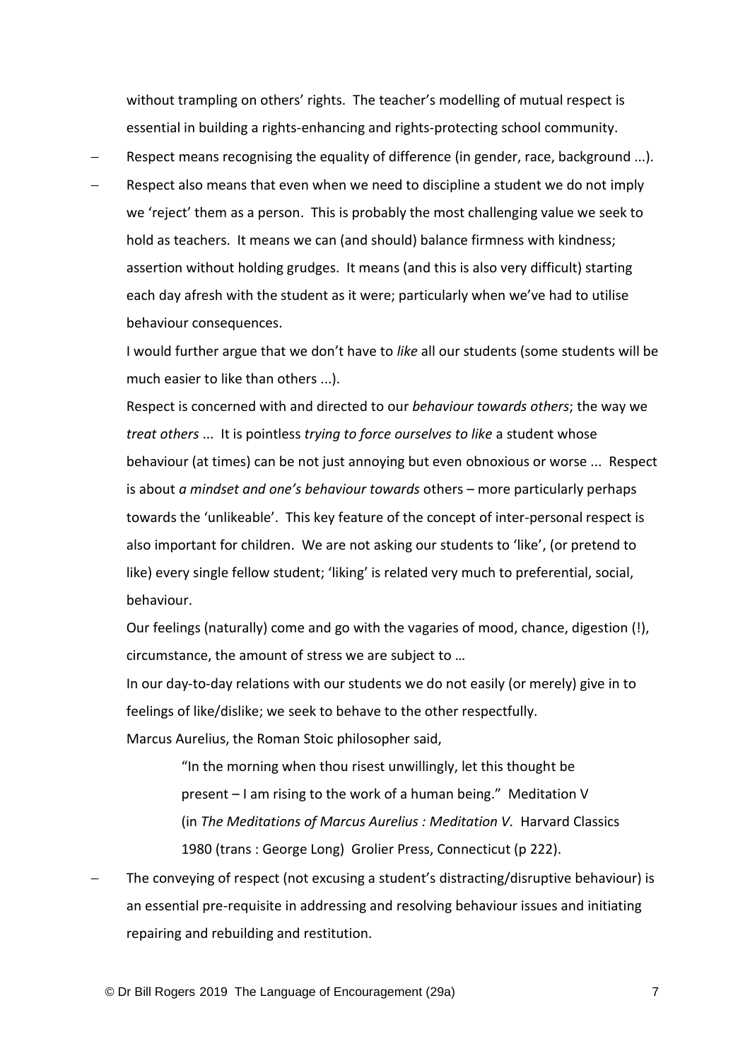without trampling on others' rights. The teacher's modelling of mutual respect is essential in building a rights-enhancing and rights-protecting school community.

- Respect means recognising the equality of difference (in gender, race, background ...).
- Respect also means that even when we need to discipline a student we do not imply we 'reject' them as a person. This is probably the most challenging value we seek to hold as teachers. It means we can (and should) balance firmness with kindness; assertion without holding grudges. It means (and this is also very difficult) starting each day afresh with the student as it were; particularly when we've had to utilise behaviour consequences.

  I would further argue that we don't have to *like* all our students (some students will be much easier to like than others ...).

  Respect is concerned with and directed to our *behaviour towards others*; the way we *treat others* ... It is pointless *trying to force ourselves to like* a student whose behaviour (at times) can be not just annoying but even obnoxious or worse ... Respect is about *a mindset and one's behaviour towards* others – more particularly perhaps towards the 'unlikeable'. This key feature of the concept of inter-personal respect is also important for children. We are not asking our students to 'like', (or pretend to like) every single fellow student; 'liking' is related very much to preferential, social, behaviour.

  Our feelings (naturally) come and go with the vagaries of mood, chance, digestion (!), circumstance, the amount of stress we are subject to …

  In our day-to-day relations with our students we do not easily (or merely) give in to feelings of like/dislike; we seek to behave to the other respectfully.

  Marcus Aurelius, the Roman Stoic philosopher said,

  > "In the morning when thou risest unwillingly, let this thought be present – I am rising to the work of a human being." Meditation V (in *The Meditations of Marcus Aurelius : Meditation V.* Harvard Classics 1980 (trans : George Long) Grolier Press, Connecticut (p 222).

- The conveying of respect (not excusing a student's distracting/disruptive behaviour) is an essential pre-requisite in addressing and resolving behaviour issues and initiating repairing and rebuilding and restitution.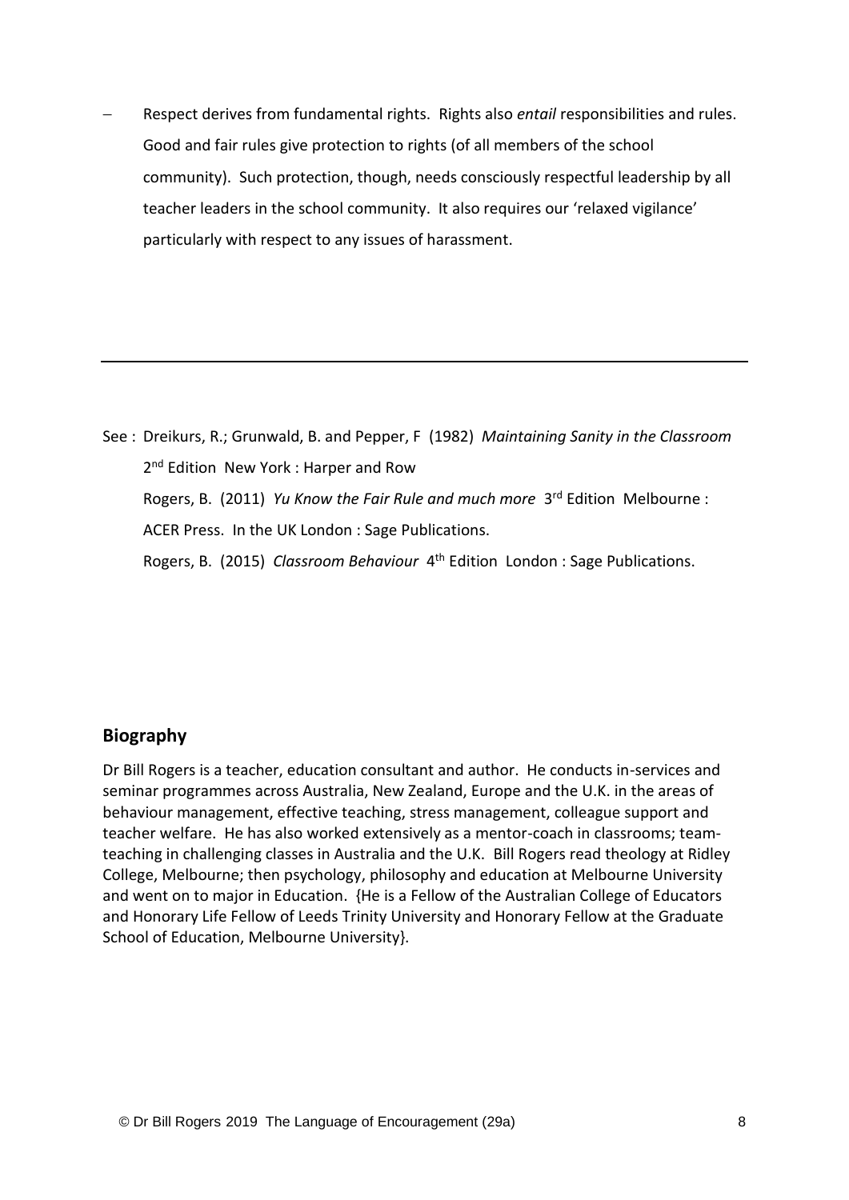- Respect derives from fundamental rights. Rights also *entail* responsibilities and rules. Good and fair rules give protection to rights (of all members of the school community). Such protection, though, needs consciously respectful leadership by all teacher leaders in the school community. It also requires our 'relaxed vigilance' particularly with respect to any issues of harassment.

---

See : Dreikurs, R.; Grunwald, B. and Pepper, F (1982) *Maintaining Sanity in the Classroom* 2nd Edition New York : Harper and Row

Rogers, B. (2011) *Yu Know the Fair Rule and much more* 3rd Edition Melbourne : ACER Press. In the UK London : Sage Publications.

Rogers, B. (2015) *Classroom Behaviour* 4th Edition London : Sage Publications.

## Biography

Dr Bill Rogers is a teacher, education consultant and author. He conducts in-services and seminar programmes across Australia, New Zealand, Europe and the U.K. in the areas of behaviour management, effective teaching, stress management, colleague support and teacher welfare. He has also worked extensively as a mentor-coach in classrooms; team-teaching in challenging classes in Australia and the U.K. Bill Rogers read theology at Ridley College, Melbourne; then psychology, philosophy and education at Melbourne University and went on to major in Education. {He is a Fellow of the Australian College of Educators and Honorary Life Fellow of Leeds Trinity University and Honorary Fellow at the Graduate School of Education, Melbourne University}.